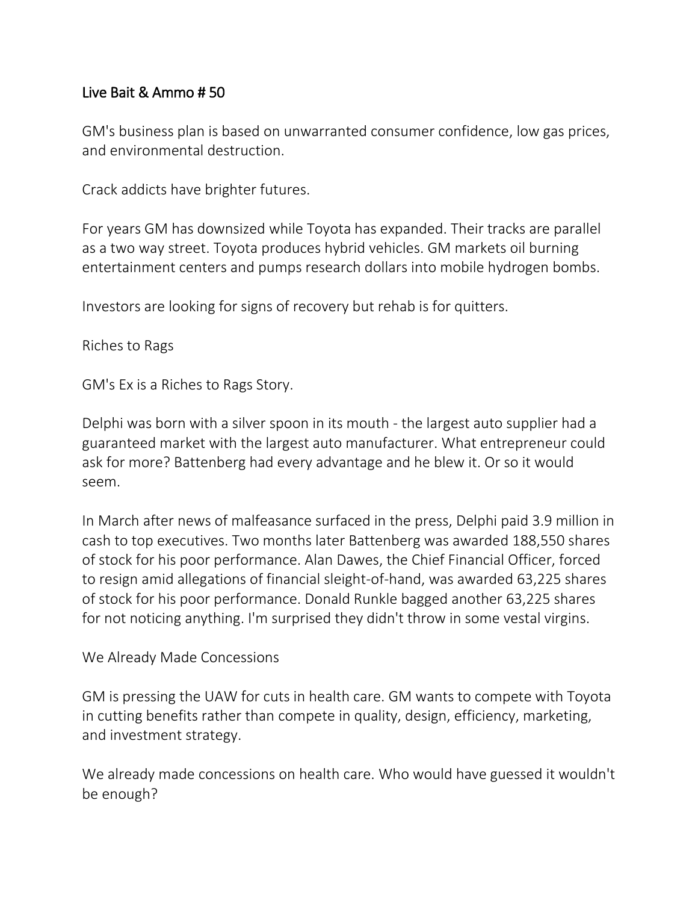# Live Bait & Ammo # 50

GM's business plan is based on unwarranted consumer confidence, low gas prices, and environmental destruction.

Crack addicts have brighter futures.

For years GM has downsized while Toyota has expanded. Their tracks are parallel as a two way street. Toyota produces hybrid vehicles. GM markets oil burning entertainment centers and pumps research dollars into mobile hydrogen bombs.

Investors are looking for signs of recovery but rehab is for quitters.

## Riches to Rags

GM's Ex is a Riches to Rags Story.

Delphi was born with a silver spoon in its mouth - the largest auto supplier had a guaranteed market with the largest auto manufacturer. What entrepreneur could ask for more? Battenberg had every advantage and he blew it. Or so it would seem.

In March after news of malfeasance surfaced in the press, Delphi paid 3.9 million in cash to top executives. Two months later Battenberg was awarded 188,550 shares of stock for his poor performance. Alan Dawes, the Chief Financial Officer, forced to resign amid allegations of financial sleight-of-hand, was awarded 63,225 shares of stock for his poor performance. Donald Runkle bagged another 63,225 shares for not noticing anything. I'm surprised they didn't throw in some vestal virgins.

## We Already Made Concessions

GM is pressing the UAW for cuts in health care. GM wants to compete with Toyota in cutting benefits rather than compete in quality, design, efficiency, marketing, and investment strategy.

We already made concessions on health care. Who would have guessed it wouldn't be enough?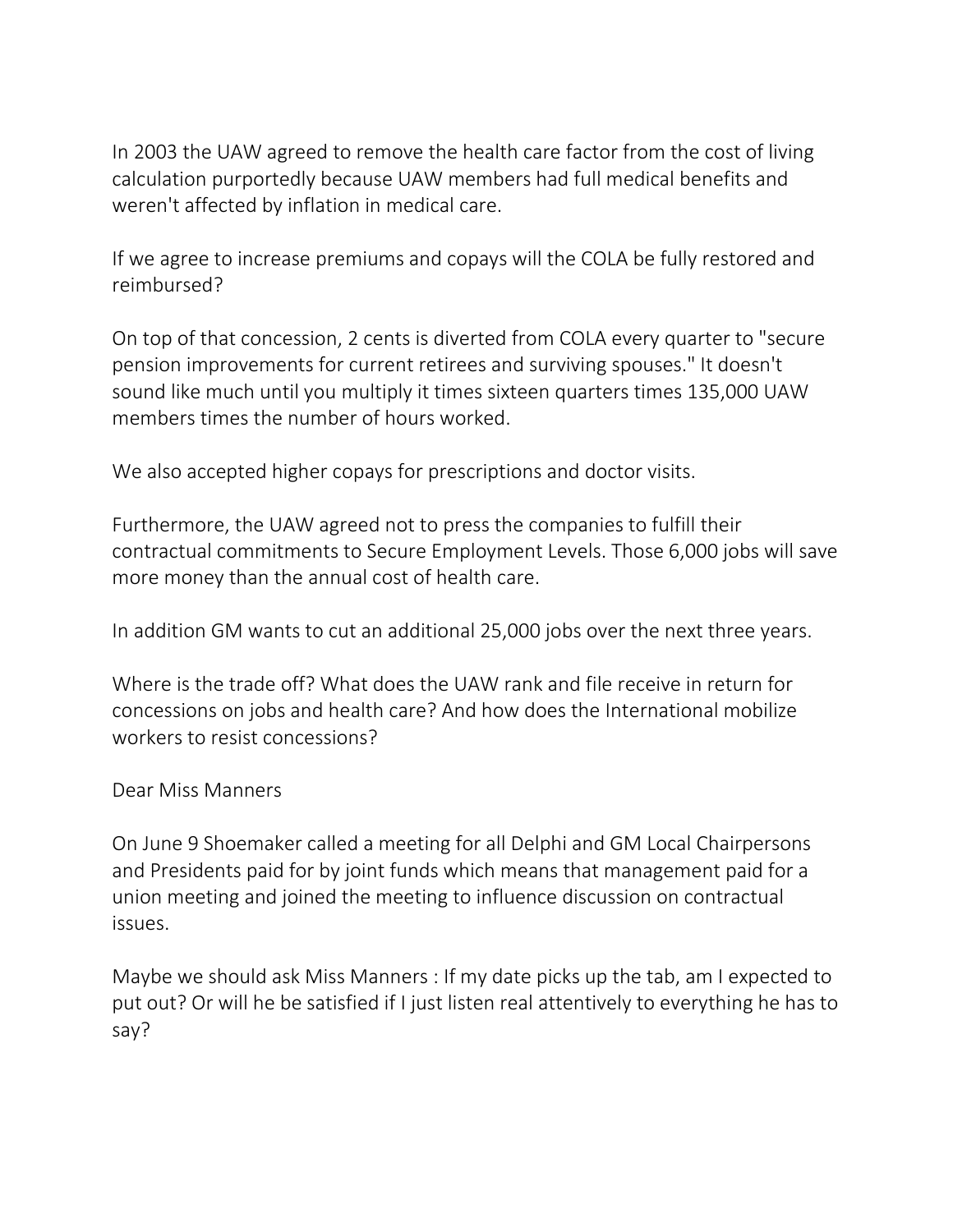In 2003 the UAW agreed to remove the health care factor from the cost of living calculation purportedly because UAW members had full medical benefits and weren't affected by inflation in medical care.

If we agree to increase premiums and copays will the COLA be fully restored and reimbursed?

On top of that concession, 2 cents is diverted from COLA every quarter to "secure pension improvements for current retirees and surviving spouses." It doesn't sound like much until you multiply it times sixteen quarters times 135,000 UAW members times the number of hours worked.

We also accepted higher copays for prescriptions and doctor visits.

Furthermore, the UAW agreed not to press the companies to fulfill their contractual commitments to Secure Employment Levels. Those 6,000 jobs will save more money than the annual cost of health care.

In addition GM wants to cut an additional 25,000 jobs over the next three years.

Where is the trade off? What does the UAW rank and file receive in return for concessions on jobs and health care? And how does the International mobilize workers to resist concessions?

Dear Miss Manners

On June 9 Shoemaker called a meeting for all Delphi and GM Local Chairpersons and Presidents paid for by joint funds which means that management paid for a union meeting and joined the meeting to influence discussion on contractual issues.

Maybe we should ask Miss Manners : If my date picks up the tab, am I expected to put out? Or will he be satisfied if I just listen real attentively to everything he has to say?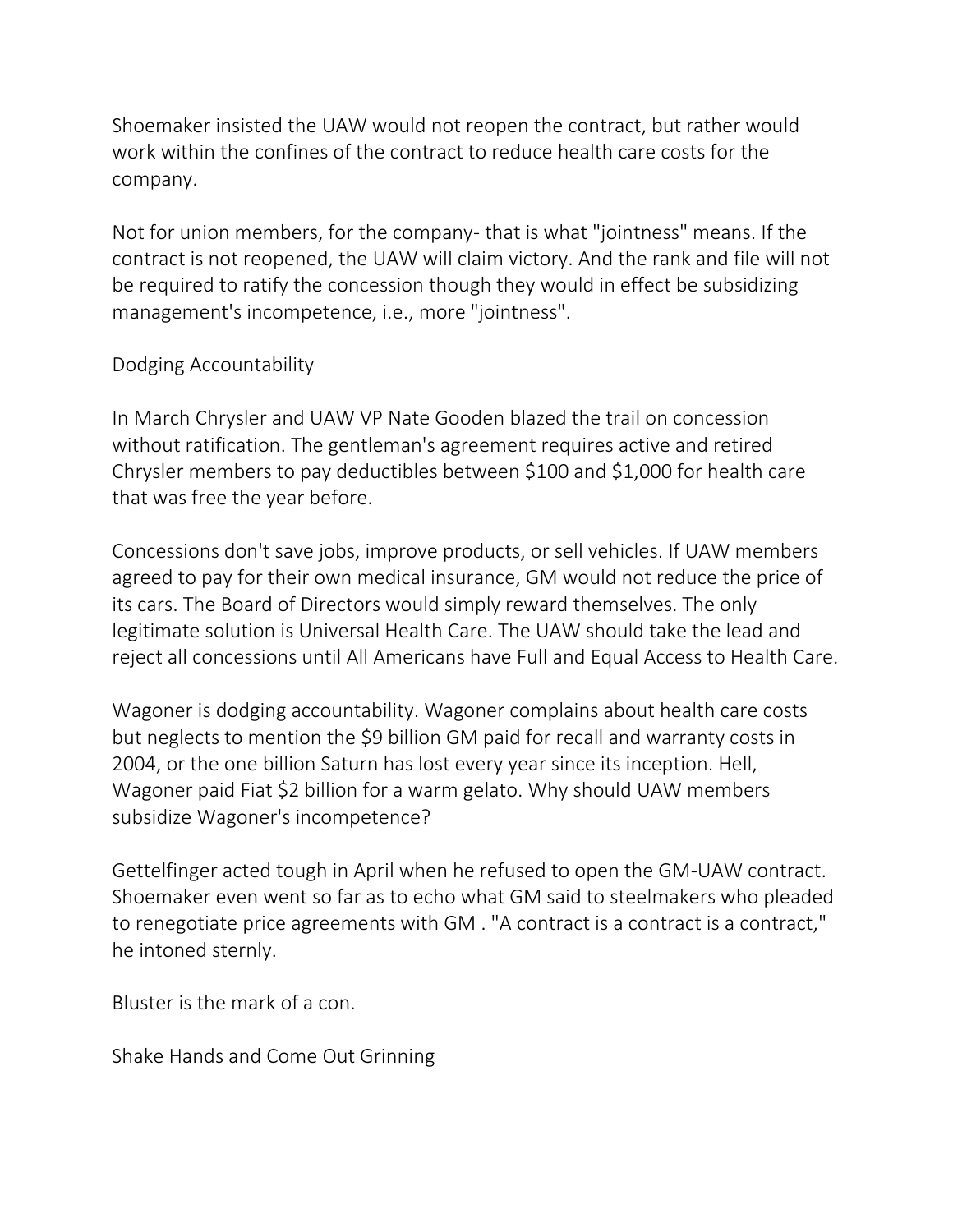Shoemaker insisted the UAW would not reopen the contract, but rather would work within the confines of the contract to reduce health care costs for the company.

Not for union members, for the company- that is what "jointness" means. If the contract is not reopened, the UAW will claim victory. And the rank and file will not be required to ratify the concession though they would in effect be subsidizing management's incompetence, i.e., more "jointness".

## Dodging Accountability

In March Chrysler and UAW VP Nate Gooden blazed the trail on concession without ratification. The gentleman's agreement requires active and retired Chrysler members to pay deductibles between $100 and $1,000 for health care that was free the year before.

Concessions don't save jobs, improve products, or sell vehicles. If UAW members agreed to pay for their own medical insurance, GM would not reduce the price of its cars. The Board of Directors would simply reward themselves. The only legitimate solution is Universal Health Care. The UAW should take the lead and reject all concessions until All Americans have Full and Equal Access to Health Care.

Wagoner is dodging accountability. Wagoner complains about health care costs but neglects to mention the $9 billion GM paid for recall and warranty costs in 2004, or the one billion Saturn has lost every year since its inception. Hell, Wagoner paid Fiat $2 billion for a warm gelato. Why should UAW members subsidize Wagoner's incompetence?

Gettelfinger acted tough in April when he refused to open the GM-UAW contract. Shoemaker even went so far as to echo what GM said to steelmakers who pleaded to renegotiate price agreements with GM . "A contract is a contract is a contract," he intoned sternly.

Bluster is the mark of a con.

## Shake Hands and Come Out Grinning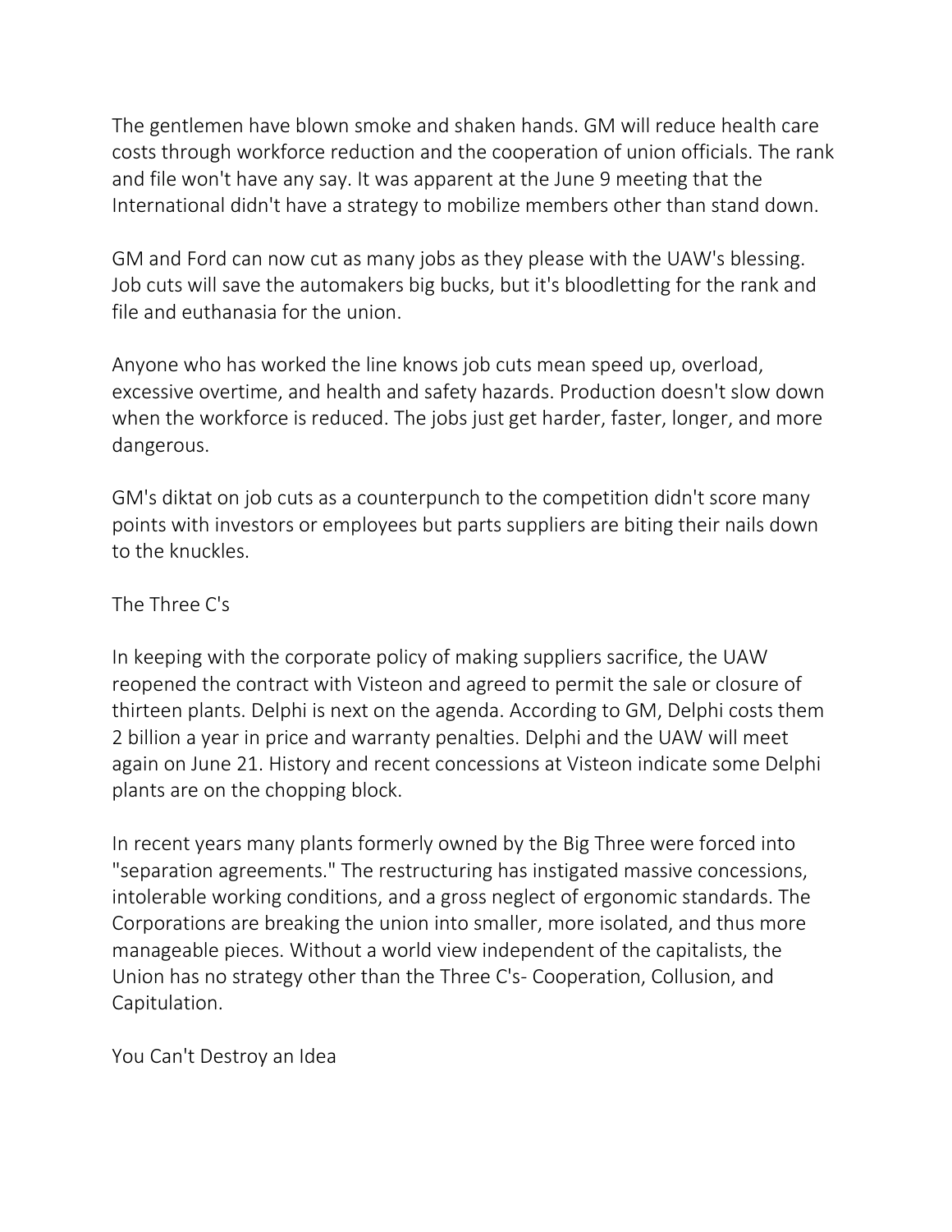The gentlemen have blown smoke and shaken hands. GM will reduce health care costs through workforce reduction and the cooperation of union officials. The rank and file won't have any say. It was apparent at the June 9 meeting that the International didn't have a strategy to mobilize members other than stand down.

GM and Ford can now cut as many jobs as they please with the UAW's blessing. Job cuts will save the automakers big bucks, but it's bloodletting for the rank and file and euthanasia for the union.

Anyone who has worked the line knows job cuts mean speed up, overload, excessive overtime, and health and safety hazards. Production doesn't slow down when the workforce is reduced. The jobs just get harder, faster, longer, and more dangerous.

GM's diktat on job cuts as a counterpunch to the competition didn't score many points with investors or employees but parts suppliers are biting their nails down to the knuckles.

## The Three C's

In keeping with the corporate policy of making suppliers sacrifice, the UAW reopened the contract with Visteon and agreed to permit the sale or closure of thirteen plants. Delphi is next on the agenda. According to GM, Delphi costs them 2 billion a year in price and warranty penalties. Delphi and the UAW will meet again on June 21. History and recent concessions at Visteon indicate some Delphi plants are on the chopping block.

In recent years many plants formerly owned by the Big Three were forced into "separation agreements." The restructuring has instigated massive concessions, intolerable working conditions, and a gross neglect of ergonomic standards. The Corporations are breaking the union into smaller, more isolated, and thus more manageable pieces. Without a world view independent of the capitalists, the Union has no strategy other than the Three C's- Cooperation, Collusion, and Capitulation.

## You Can't Destroy an Idea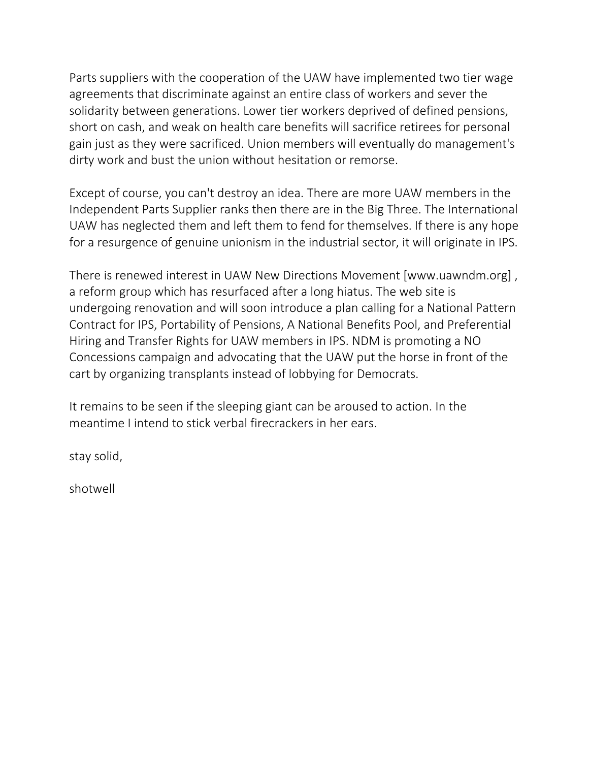Parts suppliers with the cooperation of the UAW have implemented two tier wage agreements that discriminate against an entire class of workers and sever the solidarity between generations. Lower tier workers deprived of defined pensions, short on cash, and weak on health care benefits will sacrifice retirees for personal gain just as they were sacrificed. Union members will eventually do management's dirty work and bust the union without hesitation or remorse.

Except of course, you can't destroy an idea. There are more UAW members in the Independent Parts Supplier ranks then there are in the Big Three. The International UAW has neglected them and left them to fend for themselves. If there is any hope for a resurgence of genuine unionism in the industrial sector, it will originate in IPS.

There is renewed interest in UAW New Directions Movement [www.uawndm.org] , a reform group which has resurfaced after a long hiatus. The web site is undergoing renovation and will soon introduce a plan calling for a National Pattern Contract for IPS, Portability of Pensions, A National Benefits Pool, and Preferential Hiring and Transfer Rights for UAW members in IPS. NDM is promoting a NO Concessions campaign and advocating that the UAW put the horse in front of the cart by organizing transplants instead of lobbying for Democrats.

It remains to be seen if the sleeping giant can be aroused to action. In the meantime I intend to stick verbal firecrackers in her ears.

stay solid,

shotwell